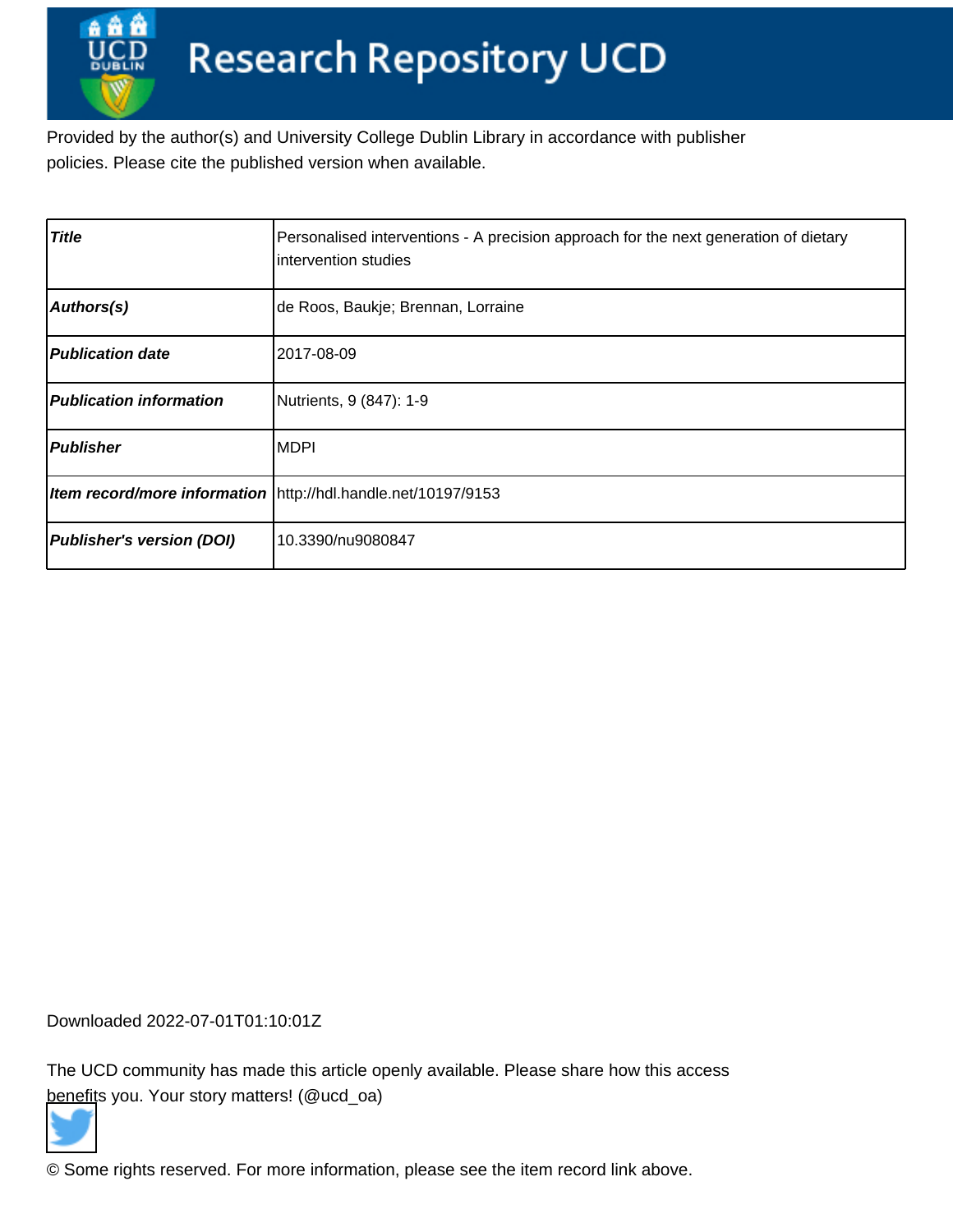# Research Repository UCD

Provided by the author(s) and University College Dublin Library in accordance with publisher policies. Please cite the published version when available.

| | |
|---|---|
| ***Title*** | Personalised interventions - A precision approach for the next generation of dietary intervention studies |
| ***Authors(s)*** | de Roos, Baukje; Brennan, Lorraine |
| ***Publication date*** | 2017-08-09 |
| ***Publication information*** | Nutrients, 9 (847): 1-9 |
| ***Publisher*** | MDPI |
| ***Item record/more information*** | http://hdl.handle.net/10197/9153 |
| ***Publisher's version (DOI)*** | 10.3390/nu9080847 |

Downloaded 2022-07-01T01:10:01Z

The UCD community has made this article openly available. Please share how this access benefits you. Your story matters! (@ucd_oa)

© Some rights reserved. For more information, please see the item record link above.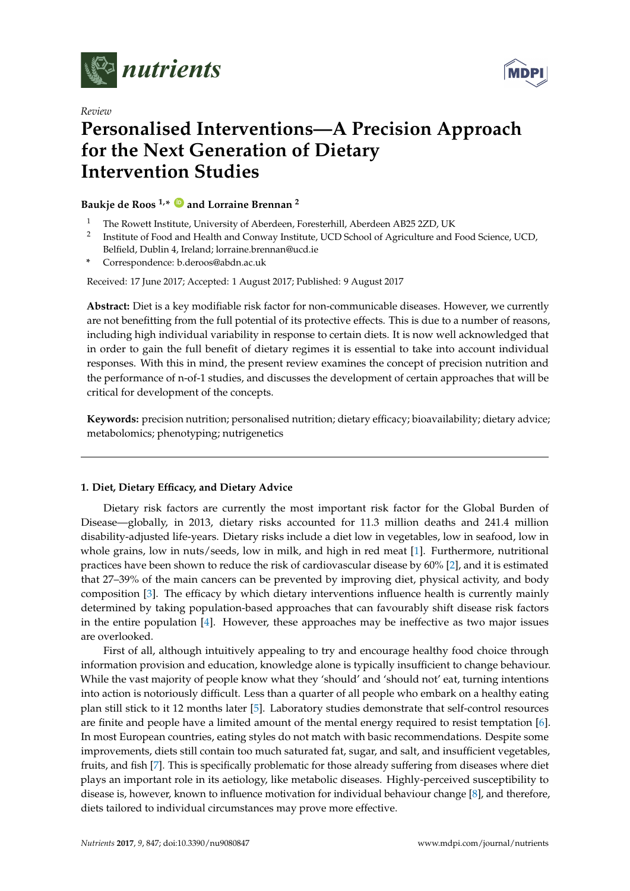# Personalised Interventions—A Precision Approach for the Next Generation of Dietary Intervention Studies

**Baukje de Roos** [1,*] and **Lorraine Brennan** [2]

[1] The Rowett Institute, University of Aberdeen, Foresterhill, Aberdeen AB25 2ZD, UK

[2] Institute of Food and Health and Conway Institute, UCD School of Agriculture and Food Science, UCD, Belfield, Dublin 4, Ireland; lorraine.brennan@ucd.ie

\* Correspondence: b.deroos@abdn.ac.uk

Received: 17 June 2017; Accepted: 1 August 2017; Published: 9 August 2017

**Abstract:** Diet is a key modifiable risk factor for non-communicable diseases. However, we currently are not benefitting from the full potential of its protective effects. This is due to a number of reasons, including high individual variability in response to certain diets. It is now well acknowledged that in order to gain the full benefit of dietary regimes it is essential to take into account individual responses. With this in mind, the present review examines the concept of precision nutrition and the performance of n-of-1 studies, and discusses the development of certain approaches that will be critical for development of the concepts.

**Keywords:** precision nutrition; personalised nutrition; dietary efficacy; bioavailability; dietary advice; metabolomics; phenotyping; nutrigenetics

## 1. Diet, Dietary Efficacy, and Dietary Advice

Dietary risk factors are currently the most important risk factor for the Global Burden of Disease—globally, in 2013, dietary risks accounted for 11.3 million deaths and 241.4 million disability-adjusted life-years. Dietary risks include a diet low in vegetables, low in seafood, low in whole grains, low in nuts/seeds, low in milk, and high in red meat [1]. Furthermore, nutritional practices have been shown to reduce the risk of cardiovascular disease by 60% [2], and it is estimated that 27–39% of the main cancers can be prevented by improving diet, physical activity, and body composition [3]. The efficacy by which dietary interventions influence health is currently mainly determined by taking population-based approaches that can favourably shift disease risk factors in the entire population [4]. However, these approaches may be ineffective as two major issues are overlooked.

First of all, although intuitively appealing to try and encourage healthy food choice through information provision and education, knowledge alone is typically insufficient to change behaviour. While the vast majority of people know what they 'should' and 'should not' eat, turning intentions into action is notoriously difficult. Less than a quarter of all people who embark on a healthy eating plan still stick to it 12 months later [5]. Laboratory studies demonstrate that self-control resources are finite and people have a limited amount of the mental energy required to resist temptation [6]. In most European countries, eating styles do not match with basic recommendations. Despite some improvements, diets still contain too much saturated fat, sugar, and salt, and insufficient vegetables, fruits, and fish [7]. This is specifically problematic for those already suffering from diseases where diet plays an important role in its aetiology, like metabolic diseases. Highly-perceived susceptibility to disease is, however, known to influence motivation for individual behaviour change [8], and therefore, diets tailored to individual circumstances may prove more effective.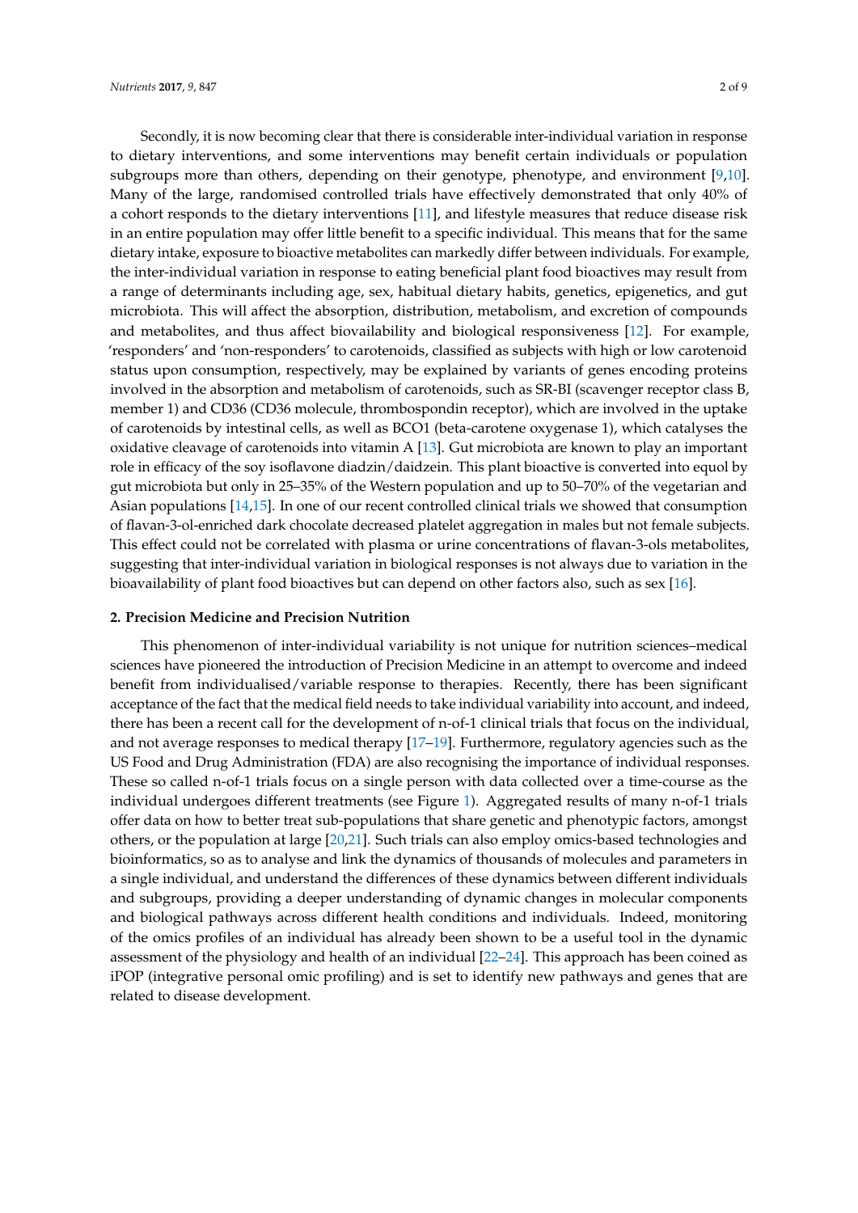Secondly, it is now becoming clear that there is considerable inter-individual variation in response to dietary interventions, and some interventions may benefit certain individuals or population subgroups more than others, depending on their genotype, phenotype, and environment [9,10]. Many of the large, randomised controlled trials have effectively demonstrated that only 40% of a cohort responds to the dietary interventions [11], and lifestyle measures that reduce disease risk in an entire population may offer little benefit to a specific individual. This means that for the same dietary intake, exposure to bioactive metabolites can markedly differ between individuals. For example, the inter-individual variation in response to eating beneficial plant food bioactives may result from a range of determinants including age, sex, habitual dietary habits, genetics, epigenetics, and gut microbiota. This will affect the absorption, distribution, metabolism, and excretion of compounds and metabolites, and thus affect bioavailability and biological responsiveness [12]. For example, 'responders' and 'non-responders' to carotenoids, classified as subjects with high or low carotenoid status upon consumption, respectively, may be explained by variants of genes encoding proteins involved in the absorption and metabolism of carotenoids, such as SR-BI (scavenger receptor class B, member 1) and CD36 (CD36 molecule, thrombospondin receptor), which are involved in the uptake of carotenoids by intestinal cells, as well as BCO1 (beta-carotene oxygenase 1), which catalyses the oxidative cleavage of carotenoids into vitamin A [13]. Gut microbiota are known to play an important role in efficacy of the soy isoflavone diadzin/daidzein. This plant bioactive is converted into equol by gut microbiota but only in 25–35% of the Western population and up to 50–70% of the vegetarian and Asian populations [14,15]. In one of our recent controlled clinical trials we showed that consumption of flavan-3-ol-enriched dark chocolate decreased platelet aggregation in males but not female subjects. This effect could not be correlated with plasma or urine concentrations of flavan-3-ols metabolites, suggesting that inter-individual variation in biological responses is not always due to variation in the bioavailability of plant food bioactives but can depend on other factors also, such as sex [16].

## 2. Precision Medicine and Precision Nutrition

This phenomenon of inter-individual variability is not unique for nutrition sciences–medical sciences have pioneered the introduction of Precision Medicine in an attempt to overcome and indeed benefit from individualised/variable response to therapies. Recently, there has been significant acceptance of the fact that the medical field needs to take individual variability into account, and indeed, there has been a recent call for the development of n-of-1 clinical trials that focus on the individual, and not average responses to medical therapy [17–19]. Furthermore, regulatory agencies such as the US Food and Drug Administration (FDA) are also recognising the importance of individual responses. These so called n-of-1 trials focus on a single person with data collected over a time-course as the individual undergoes different treatments (see Figure 1). Aggregated results of many n-of-1 trials offer data on how to better treat sub-populations that share genetic and phenotypic factors, amongst others, or the population at large [20,21]. Such trials can also employ omics-based technologies and bioinformatics, so as to analyse and link the dynamics of thousands of molecules and parameters in a single individual, and understand the differences of these dynamics between different individuals and subgroups, providing a deeper understanding of dynamic changes in molecular components and biological pathways across different health conditions and individuals. Indeed, monitoring of the omics profiles of an individual has already been shown to be a useful tool in the dynamic assessment of the physiology and health of an individual [22–24]. This approach has been coined as iPOP (integrative personal omic profiling) and is set to identify new pathways and genes that are related to disease development.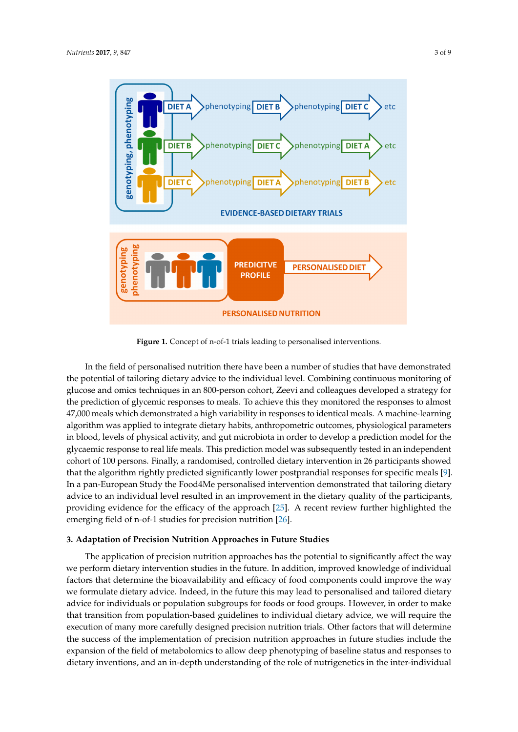Figure 1. Concept of n-of-1 trials leading to personalised interventions.

In the field of personalised nutrition there have been a number of studies that have demonstrated the potential of tailoring dietary advice to the individual level. Combining continuous monitoring of glucose and omics techniques in an 800-person cohort, Zeevi and colleagues developed a strategy for the prediction of glycemic responses to meals. To achieve this they monitored the responses to almost 47,000 meals which demonstrated a high variability in responses to identical meals. A machine-learning algorithm was applied to integrate dietary habits, anthropometric outcomes, physiological parameters in blood, levels of physical activity, and gut microbiota in order to develop a prediction model for the glycaemic response to real life meals. This prediction model was subsequently tested in an independent cohort of 100 persons. Finally, a randomised, controlled dietary intervention in 26 participants showed that the algorithm rightly predicted significantly lower postprandial responses for specific meals [9]. In a pan-European Study the Food4Me personalised intervention demonstrated that tailoring dietary advice to an individual level resulted in an improvement in the dietary quality of the participants, providing evidence for the efficacy of the approach [25]. A recent review further highlighted the emerging field of n-of-1 studies for precision nutrition [26].

## 3. Adaptation of Precision Nutrition Approaches in Future Studies

The application of precision nutrition approaches has the potential to significantly affect the way we perform dietary intervention studies in the future. In addition, improved knowledge of individual factors that determine the bioavailability and efficacy of food components could improve the way we formulate dietary advice. Indeed, in the future this may lead to personalised and tailored dietary advice for individuals or population subgroups for foods or food groups. However, in order to make that transition from population-based guidelines to individual dietary advice, we will require the execution of many more carefully designed precision nutrition trials. Other factors that will determine the success of the implementation of precision nutrition approaches in future studies include the expansion of the field of metabolomics to allow deep phenotyping of baseline status and responses to dietary inventions, and an in-depth understanding of the role of nutrigenetics in the inter-individual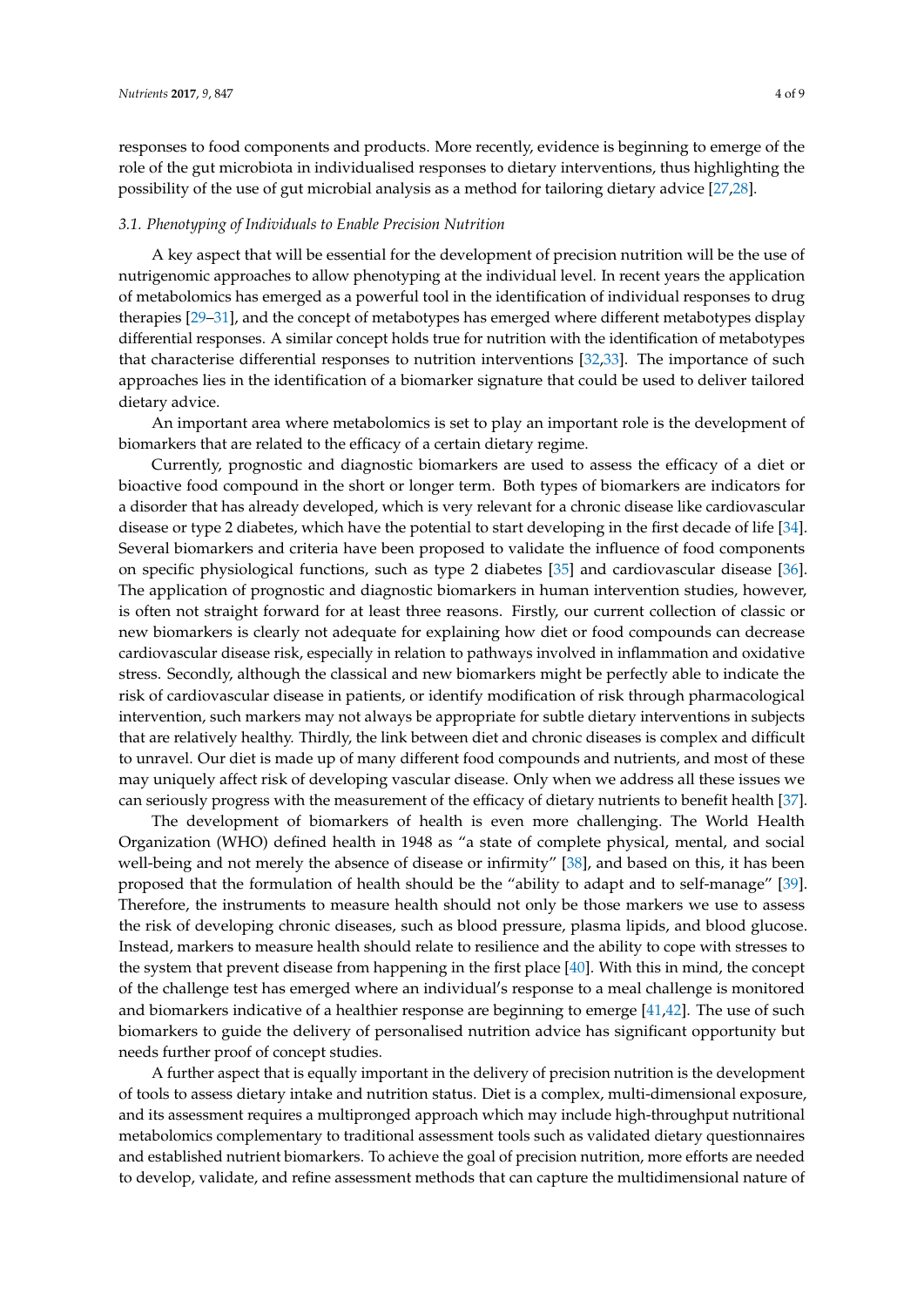responses to food components and products. More recently, evidence is beginning to emerge of the role of the gut microbiota in individualised responses to dietary interventions, thus highlighting the possibility of the use of gut microbial analysis as a method for tailoring dietary advice [27,28].

### *3.1. Phenotyping of Individuals to Enable Precision Nutrition*

A key aspect that will be essential for the development of precision nutrition will be the use of nutrigenomic approaches to allow phenotyping at the individual level. In recent years the application of metabolomics has emerged as a powerful tool in the identification of individual responses to drug therapies [29–31], and the concept of metabotypes has emerged where different metabotypes display differential responses. A similar concept holds true for nutrition with the identification of metabotypes that characterise differential responses to nutrition interventions [32,33]. The importance of such approaches lies in the identification of a biomarker signature that could be used to deliver tailored dietary advice.

An important area where metabolomics is set to play an important role is the development of biomarkers that are related to the efficacy of a certain dietary regime.

Currently, prognostic and diagnostic biomarkers are used to assess the efficacy of a diet or bioactive food compound in the short or longer term. Both types of biomarkers are indicators for a disorder that has already developed, which is very relevant for a chronic disease like cardiovascular disease or type 2 diabetes, which have the potential to start developing in the first decade of life [34]. Several biomarkers and criteria have been proposed to validate the influence of food components on specific physiological functions, such as type 2 diabetes [35] and cardiovascular disease [36]. The application of prognostic and diagnostic biomarkers in human intervention studies, however, is often not straight forward for at least three reasons. Firstly, our current collection of classic or new biomarkers is clearly not adequate for explaining how diet or food compounds can decrease cardiovascular disease risk, especially in relation to pathways involved in inflammation and oxidative stress. Secondly, although the classical and new biomarkers might be perfectly able to indicate the risk of cardiovascular disease in patients, or identify modification of risk through pharmacological intervention, such markers may not always be appropriate for subtle dietary interventions in subjects that are relatively healthy. Thirdly, the link between diet and chronic diseases is complex and difficult to unravel. Our diet is made up of many different food compounds and nutrients, and most of these may uniquely affect risk of developing vascular disease. Only when we address all these issues we can seriously progress with the measurement of the efficacy of dietary nutrients to benefit health [37].

The development of biomarkers of health is even more challenging. The World Health Organization (WHO) defined health in 1948 as "a state of complete physical, mental, and social well-being and not merely the absence of disease or infirmity" [38], and based on this, it has been proposed that the formulation of health should be the "ability to adapt and to self-manage" [39]. Therefore, the instruments to measure health should not only be those markers we use to assess the risk of developing chronic diseases, such as blood pressure, plasma lipids, and blood glucose. Instead, markers to measure health should relate to resilience and the ability to cope with stresses to the system that prevent disease from happening in the first place [40]. With this in mind, the concept of the challenge test has emerged where an individual's response to a meal challenge is monitored and biomarkers indicative of a healthier response are beginning to emerge [41,42]. The use of such biomarkers to guide the delivery of personalised nutrition advice has significant opportunity but needs further proof of concept studies.

A further aspect that is equally important in the delivery of precision nutrition is the development of tools to assess dietary intake and nutrition status. Diet is a complex, multi-dimensional exposure, and its assessment requires a multipronged approach which may include high-throughput nutritional metabolomics complementary to traditional assessment tools such as validated dietary questionnaires and established nutrient biomarkers. To achieve the goal of precision nutrition, more efforts are needed to develop, validate, and refine assessment methods that can capture the multidimensional nature of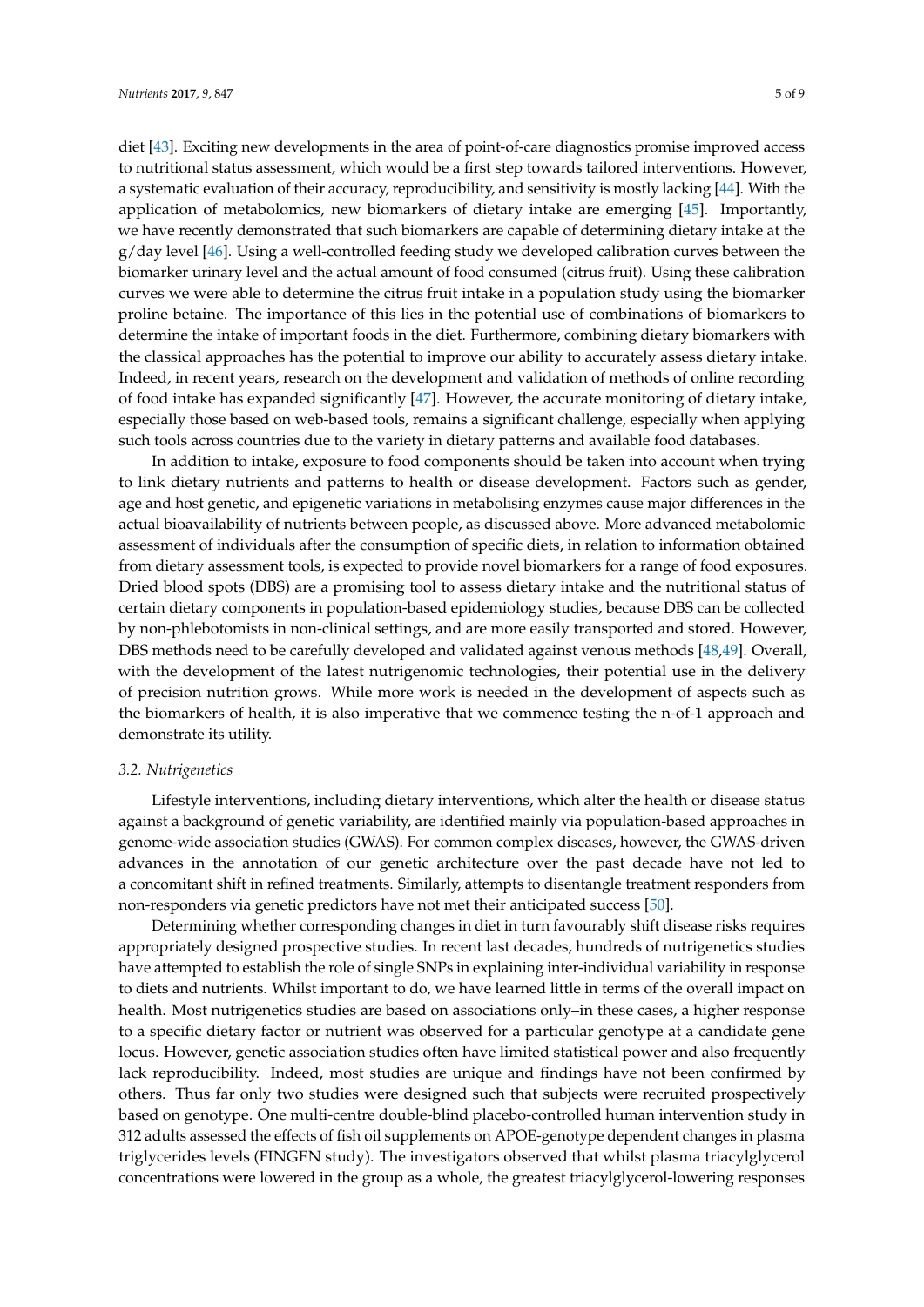diet [43]. Exciting new developments in the area of point-of-care diagnostics promise improved access to nutritional status assessment, which would be a first step towards tailored interventions. However, a systematic evaluation of their accuracy, reproducibility, and sensitivity is mostly lacking [44]. With the application of metabolomics, new biomarkers of dietary intake are emerging [45]. Importantly, we have recently demonstrated that such biomarkers are capable of determining dietary intake at the g/day level [46]. Using a well-controlled feeding study we developed calibration curves between the biomarker urinary level and the actual amount of food consumed (citrus fruit). Using these calibration curves we were able to determine the citrus fruit intake in a population study using the biomarker proline betaine. The importance of this lies in the potential use of combinations of biomarkers to determine the intake of important foods in the diet. Furthermore, combining dietary biomarkers with the classical approaches has the potential to improve our ability to accurately assess dietary intake. Indeed, in recent years, research on the development and validation of methods of online recording of food intake has expanded significantly [47]. However, the accurate monitoring of dietary intake, especially those based on web-based tools, remains a significant challenge, especially when applying such tools across countries due to the variety in dietary patterns and available food databases.

In addition to intake, exposure to food components should be taken into account when trying to link dietary nutrients and patterns to health or disease development. Factors such as gender, age and host genetic, and epigenetic variations in metabolising enzymes cause major differences in the actual bioavailability of nutrients between people, as discussed above. More advanced metabolomic assessment of individuals after the consumption of specific diets, in relation to information obtained from dietary assessment tools, is expected to provide novel biomarkers for a range of food exposures. Dried blood spots (DBS) are a promising tool to assess dietary intake and the nutritional status of certain dietary components in population-based epidemiology studies, because DBS can be collected by non-phlebotomists in non-clinical settings, and are more easily transported and stored. However, DBS methods need to be carefully developed and validated against venous methods [48,49]. Overall, with the development of the latest nutrigenomic technologies, their potential use in the delivery of precision nutrition grows. While more work is needed in the development of aspects such as the biomarkers of health, it is also imperative that we commence testing the n-of-1 approach and demonstrate its utility.

### 3.2. Nutrigenetics

Lifestyle interventions, including dietary interventions, which alter the health or disease status against a background of genetic variability, are identified mainly via population-based approaches in genome-wide association studies (GWAS). For common complex diseases, however, the GWAS-driven advances in the annotation of our genetic architecture over the past decade have not led to a concomitant shift in refined treatments. Similarly, attempts to disentangle treatment responders from non-responders via genetic predictors have not met their anticipated success [50].

Determining whether corresponding changes in diet in turn favourably shift disease risks requires appropriately designed prospective studies. In recent last decades, hundreds of nutrigenetics studies have attempted to establish the role of single SNPs in explaining inter-individual variability in response to diets and nutrients. Whilst important to do, we have learned little in terms of the overall impact on health. Most nutrigenetics studies are based on associations only–in these cases, a higher response to a specific dietary factor or nutrient was observed for a particular genotype at a candidate gene locus. However, genetic association studies often have limited statistical power and also frequently lack reproducibility. Indeed, most studies are unique and findings have not been confirmed by others. Thus far only two studies were designed such that subjects were recruited prospectively based on genotype. One multi-centre double-blind placebo-controlled human intervention study in 312 adults assessed the effects of fish oil supplements on APOE-genotype dependent changes in plasma triglycerides levels (FINGEN study). The investigators observed that whilst plasma triacylglycerol concentrations were lowered in the group as a whole, the greatest triacylglycerol-lowering responses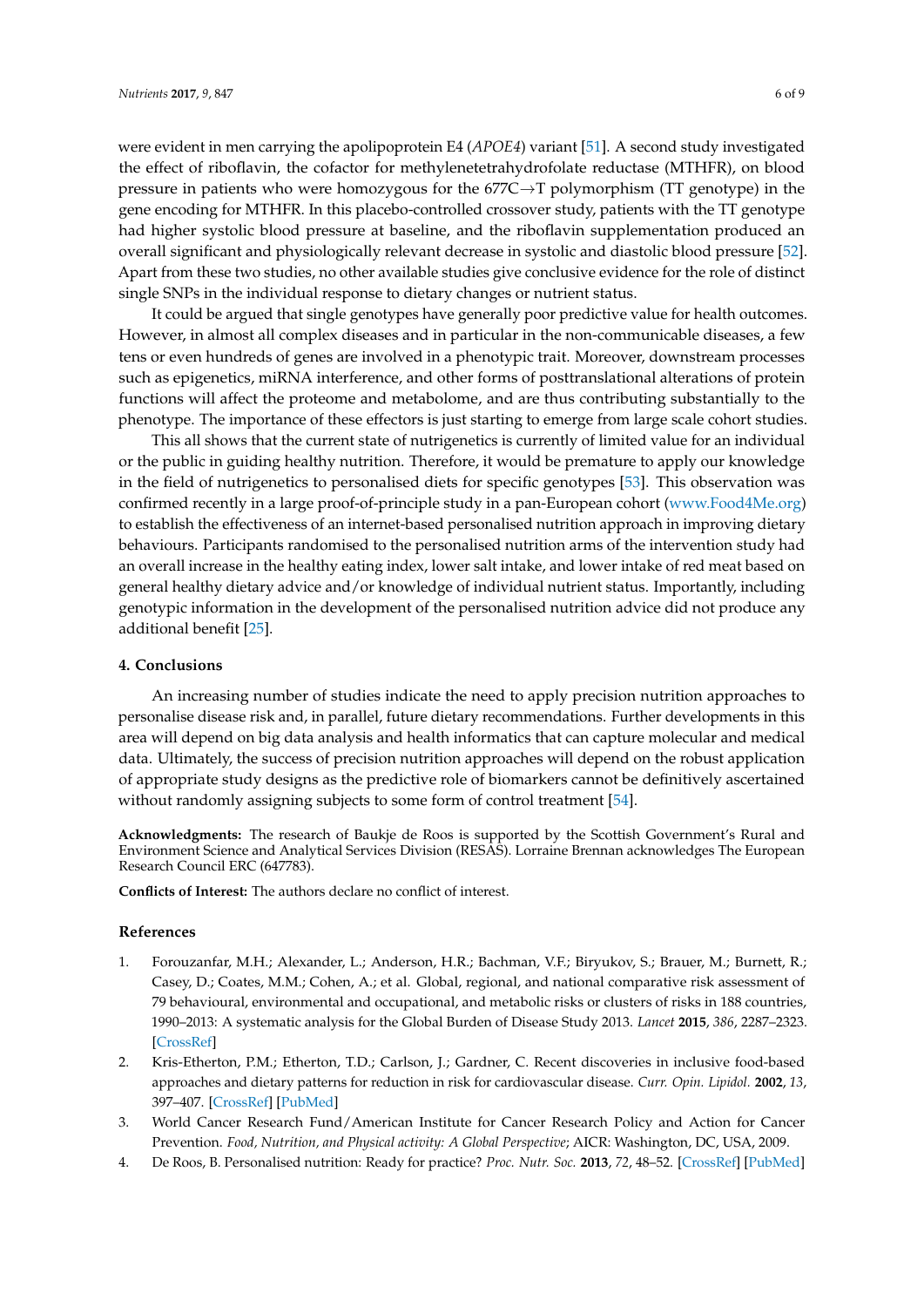were evident in men carrying the apolipoprotein E4 (*APOE4*) variant [51]. A second study investigated the effect of riboflavin, the cofactor for methylenetetrahydrofolate reductase (MTHFR), on blood pressure in patients who were homozygous for the 677C→T polymorphism (TT genotype) in the gene encoding for MTHFR. In this placebo-controlled crossover study, patients with the TT genotype had higher systolic blood pressure at baseline, and the riboflavin supplementation produced an overall significant and physiologically relevant decrease in systolic and diastolic blood pressure [52]. Apart from these two studies, no other available studies give conclusive evidence for the role of distinct single SNPs in the individual response to dietary changes or nutrient status.

It could be argued that single genotypes have generally poor predictive value for health outcomes. However, in almost all complex diseases and in particular in the non-communicable diseases, a few tens or even hundreds of genes are involved in a phenotypic trait. Moreover, downstream processes such as epigenetics, miRNA interference, and other forms of posttranslational alterations of protein functions will affect the proteome and metabolome, and are thus contributing substantially to the phenotype. The importance of these effectors is just starting to emerge from large scale cohort studies.

This all shows that the current state of nutrigenetics is currently of limited value for an individual or the public in guiding healthy nutrition. Therefore, it would be premature to apply our knowledge in the field of nutrigenetics to personalised diets for specific genotypes [53]. This observation was confirmed recently in a large proof-of-principle study in a pan-European cohort (www.Food4Me.org) to establish the effectiveness of an internet-based personalised nutrition approach in improving dietary behaviours. Participants randomised to the personalised nutrition arms of the intervention study had an overall increase in the healthy eating index, lower salt intake, and lower intake of red meat based on general healthy dietary advice and/or knowledge of individual nutrient status. Importantly, including genotypic information in the development of the personalised nutrition advice did not produce any additional benefit [25].

## 4. Conclusions

An increasing number of studies indicate the need to apply precision nutrition approaches to personalise disease risk and, in parallel, future dietary recommendations. Further developments in this area will depend on big data analysis and health informatics that can capture molecular and medical data. Ultimately, the success of precision nutrition approaches will depend on the robust application of appropriate study designs as the predictive role of biomarkers cannot be definitively ascertained without randomly assigning subjects to some form of control treatment [54].

**Acknowledgments:** The research of Baukje de Roos is supported by the Scottish Government's Rural and Environment Science and Analytical Services Division (RESAS). Lorraine Brennan acknowledges The European Research Council ERC (647783).

**Conflicts of Interest:** The authors declare no conflict of interest.

## References

1. Forouzanfar, M.H.; Alexander, L.; Anderson, H.R.; Bachman, V.F.; Biryukov, S.; Brauer, M.; Burnett, R.; Casey, D.; Coates, M.M.; Cohen, A.; et al. Global, regional, and national comparative risk assessment of 79 behavioural, environmental and occupational, and metabolic risks or clusters of risks in 188 countries, 1990–2013: A systematic analysis for the Global Burden of Disease Study 2013. *Lancet* **2015**, *386*, 2287–2323. [CrossRef]
2. Kris-Etherton, P.M.; Etherton, T.D.; Carlson, J.; Gardner, C. Recent discoveries in inclusive food-based approaches and dietary patterns for reduction in risk for cardiovascular disease. *Curr. Opin. Lipidol.* **2002**, *13*, 397–407. [CrossRef] [PubMed]
3. World Cancer Research Fund/American Institute for Cancer Research Policy and Action for Cancer Prevention. *Food, Nutrition, and Physical activity: A Global Perspective*; AICR: Washington, DC, USA, 2009.
4. De Roos, B. Personalised nutrition: Ready for practice? *Proc. Nutr. Soc.* **2013**, *72*, 48–52. [CrossRef] [PubMed]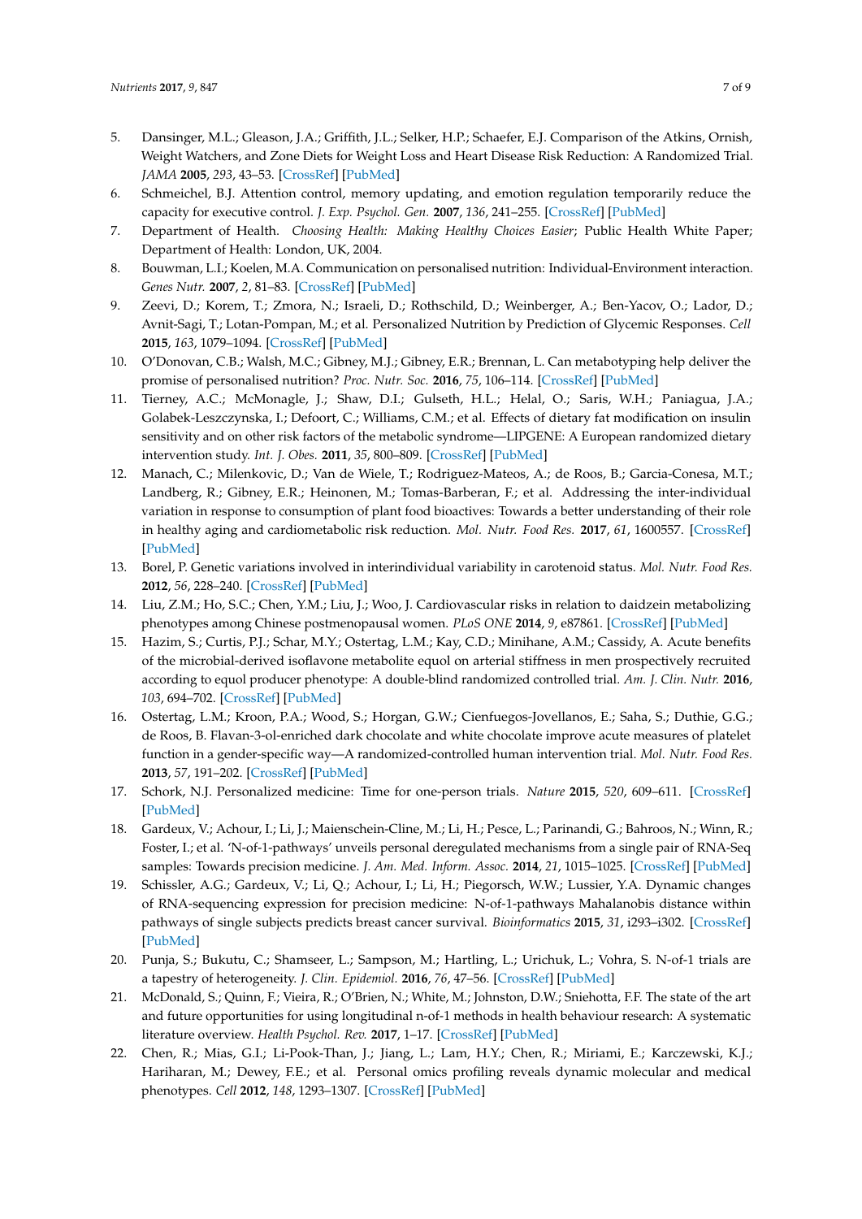5. Dansinger, M.L.; Gleason, J.A.; Griffith, J.L.; Selker, H.P.; Schaefer, E.J. Comparison of the Atkins, Ornish, Weight Watchers, and Zone Diets for Weight Loss and Heart Disease Risk Reduction: A Randomized Trial. *JAMA* **2005**, *293*, 43–53. [CrossRef] [PubMed]
6. Schmeichel, B.J. Attention control, memory updating, and emotion regulation temporarily reduce the capacity for executive control. *J. Exp. Psychol. Gen.* **2007**, *136*, 241–255. [CrossRef] [PubMed]
7. Department of Health. *Choosing Health: Making Healthy Choices Easier*; Public Health White Paper; Department of Health: London, UK, 2004.
8. Bouwman, L.I.; Koelen, M.A. Communication on personalised nutrition: Individual-Environment interaction. *Genes Nutr.* **2007**, *2*, 81–83. [CrossRef] [PubMed]
9. Zeevi, D.; Korem, T.; Zmora, N.; Israeli, D.; Rothschild, D.; Weinberger, A.; Ben-Yacov, O.; Lador, D.; Avnit-Sagi, T.; Lotan-Pompan, M.; et al. Personalized Nutrition by Prediction of Glycemic Responses. *Cell* **2015**, *163*, 1079–1094. [CrossRef] [PubMed]
10. O'Donovan, C.B.; Walsh, M.C.; Gibney, M.J.; Gibney, E.R.; Brennan, L. Can metabotyping help deliver the promise of personalised nutrition? *Proc. Nutr. Soc.* **2016**, *75*, 106–114. [CrossRef] [PubMed]
11. Tierney, A.C.; McMonagle, J.; Shaw, D.I.; Gulseth, H.L.; Helal, O.; Saris, W.H.; Paniagua, J.A.; Golabek-Leszczynska, I.; Defoort, C.; Williams, C.M.; et al. Effects of dietary fat modification on insulin sensitivity and on other risk factors of the metabolic syndrome—LIPGENE: A European randomized dietary intervention study. *Int. J. Obes.* **2011**, *35*, 800–809. [CrossRef] [PubMed]
12. Manach, C.; Milenkovic, D.; Van de Wiele, T.; Rodriguez-Mateos, A.; de Roos, B.; Garcia-Conesa, M.T.; Landberg, R.; Gibney, E.R.; Heinonen, M.; Tomas-Barberan, F.; et al. Addressing the inter-individual variation in response to consumption of plant food bioactives: Towards a better understanding of their role in healthy aging and cardiometabolic risk reduction. *Mol. Nutr. Food Res.* **2017**, *61*, 1600557. [CrossRef] [PubMed]
13. Borel, P. Genetic variations involved in interindividual variability in carotenoid status. *Mol. Nutr. Food Res.* **2012**, *56*, 228–240. [CrossRef] [PubMed]
14. Liu, Z.M.; Ho, S.C.; Chen, Y.M.; Liu, J.; Woo, J. Cardiovascular risks in relation to daidzein metabolizing phenotypes among Chinese postmenopausal women. *PLoS ONE* **2014**, *9*, e87861. [CrossRef] [PubMed]
15. Hazim, S.; Curtis, P.J.; Schar, M.Y.; Ostertag, L.M.; Kay, C.D.; Minihane, A.M.; Cassidy, A. Acute benefits of the microbial-derived isoflavone metabolite equol on arterial stiffness in men prospectively recruited according to equol producer phenotype: A double-blind randomized controlled trial. *Am. J. Clin. Nutr.* **2016**, *103*, 694–702. [CrossRef] [PubMed]
16. Ostertag, L.M.; Kroon, P.A.; Wood, S.; Horgan, G.W.; Cienfuegos-Jovellanos, E.; Saha, S.; Duthie, G.G.; de Roos, B. Flavan-3-ol-enriched dark chocolate and white chocolate improve acute measures of platelet function in a gender-specific way—A randomized-controlled human intervention trial. *Mol. Nutr. Food Res.* **2013**, *57*, 191–202. [CrossRef] [PubMed]
17. Schork, N.J. Personalized medicine: Time for one-person trials. *Nature* **2015**, *520*, 609–611. [CrossRef] [PubMed]
18. Gardeux, V.; Achour, I.; Li, J.; Maienschein-Cline, M.; Li, H.; Pesce, L.; Parinandi, G.; Bahroos, N.; Winn, R.; Foster, I.; et al. 'N-of-1-pathways' unveils personal deregulated mechanisms from a single pair of RNA-Seq samples: Towards precision medicine. *J. Am. Med. Inform. Assoc.* **2014**, *21*, 1015–1025. [CrossRef] [PubMed]
19. Schissler, A.G.; Gardeux, V.; Li, Q.; Achour, I.; Li, H.; Piegorsch, W.W.; Lussier, Y.A. Dynamic changes of RNA-sequencing expression for precision medicine: N-of-1-pathways Mahalanobis distance within pathways of single subjects predicts breast cancer survival. *Bioinformatics* **2015**, *31*, i293–i302. [CrossRef] [PubMed]
20. Punja, S.; Bukutu, C.; Shamseer, L.; Sampson, M.; Hartling, L.; Urichuk, L.; Vohra, S. N-of-1 trials are a tapestry of heterogeneity. *J. Clin. Epidemiol.* **2016**, *76*, 47–56. [CrossRef] [PubMed]
21. McDonald, S.; Quinn, F.; Vieira, R.; O'Brien, N.; White, M.; Johnston, D.W.; Sniehotta, F.F. The state of the art and future opportunities for using longitudinal n-of-1 methods in health behaviour research: A systematic literature overview. *Health Psychol. Rev.* **2017**, 1–17. [CrossRef] [PubMed]
22. Chen, R.; Mias, G.I.; Li-Pook-Than, J.; Jiang, L.; Lam, H.Y.; Chen, R.; Miriami, E.; Karczewski, K.J.; Hariharan, M.; Dewey, F.E.; et al. Personal omics profiling reveals dynamic molecular and medical phenotypes. *Cell* **2012**, *148*, 1293–1307. [CrossRef] [PubMed]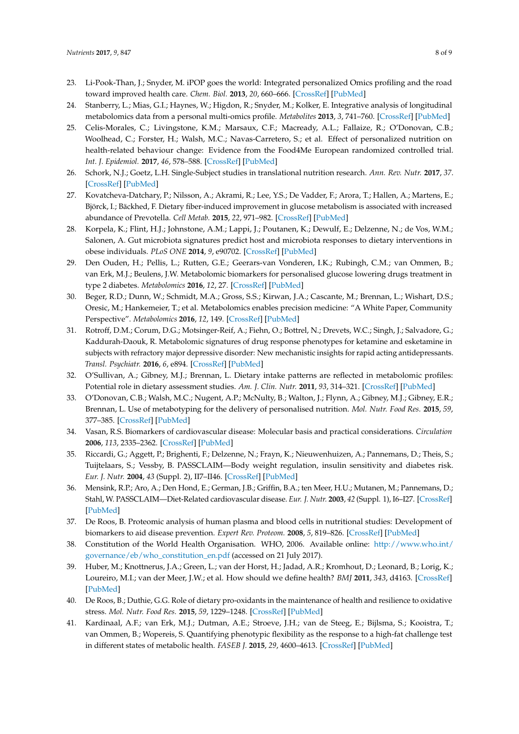23. Li-Pook-Than, J.; Snyder, M. iPOP goes the world: Integrated personalized Omics profiling and the road toward improved health care. *Chem. Biol.* **2013**, *20*, 660–666. [CrossRef] [PubMed]
24. Stanberry, L.; Mias, G.I.; Haynes, W.; Higdon, R.; Snyder, M.; Kolker, E. Integrative analysis of longitudinal metabolomics data from a personal multi-omics profile. *Metabolites* **2013**, *3*, 741–760. [CrossRef] [PubMed]
25. Celis-Morales, C.; Livingstone, K.M.; Marsaux, C.F.; Macready, A.L.; Fallaize, R.; O'Donovan, C.B.; Woolhead, C.; Forster, H.; Walsh, M.C.; Navas-Carretero, S.; et al. Effect of personalized nutrition on health-related behaviour change: Evidence from the Food4Me European randomized controlled trial. *Int. J. Epidemiol.* **2017**, *46*, 578–588. [CrossRef] [PubMed]
26. Schork, N.J.; Goetz, L.H. Single-Subject studies in translational nutrition research. *Ann. Rev. Nutr.* **2017**, *37*. [CrossRef] [PubMed]
27. Kovatcheva-Datchary, P.; Nilsson, A.; Akrami, R.; Lee, Y.S.; De Vadder, F.; Arora, T.; Hallen, A.; Martens, E.; Björck, I.; Bäckhed, F. Dietary fiber-induced improvement in glucose metabolism is associated with increased abundance of Prevotella. *Cell Metab.* **2015**, *22*, 971–982. [CrossRef] [PubMed]
28. Korpela, K.; Flint, H.J.; Johnstone, A.M.; Lappi, J.; Poutanen, K.; Dewulf, E.; Delzenne, N.; de Vos, W.M.; Salonen, A. Gut microbiota signatures predict host and microbiota responses to dietary interventions in obese individuals. *PLoS ONE* **2014**, *9*, e90702. [CrossRef] [PubMed]
29. Den Ouden, H.; Pellis, L.; Rutten, G.E.; Geerars-van Vonderen, I.K.; Rubingh, C.M.; van Ommen, B.; van Erk, M.J.; Beulens, J.W. Metabolomic biomarkers for personalised glucose lowering drugs treatment in type 2 diabetes. *Metabolomics* **2016**, *12*, 27. [CrossRef] [PubMed]
30. Beger, R.D.; Dunn, W.; Schmidt, M.A.; Gross, S.S.; Kirwan, J.A.; Cascante, M.; Brennan, L.; Wishart, D.S.; Oresic, M.; Hankemeier, T.; et al. Metabolomics enables precision medicine: "A White Paper, Community Perspective". *Metabolomics* **2016**, *12*, 149. [CrossRef] [PubMed]
31. Rotroff, D.M.; Corum, D.G.; Motsinger-Reif, A.; Fiehn, O.; Bottrel, N.; Drevets, W.C.; Singh, J.; Salvadore, G.; Kaddurah-Daouk, R. Metabolomic signatures of drug response phenotypes for ketamine and esketamine in subjects with refractory major depressive disorder: New mechanistic insights for rapid acting antidepressants. *Transl. Psychiatr.* **2016**, *6*, e894. [CrossRef] [PubMed]
32. O'Sullivan, A.; Gibney, M.J.; Brennan, L. Dietary intake patterns are reflected in metabolomic profiles: Potential role in dietary assessment studies. *Am. J. Clin. Nutr.* **2011**, *93*, 314–321. [CrossRef] [PubMed]
33. O'Donovan, C.B.; Walsh, M.C.; Nugent, A.P.; McNulty, B.; Walton, J.; Flynn, A.; Gibney, M.J.; Gibney, E.R.; Brennan, L. Use of metabotyping for the delivery of personalised nutrition. *Mol. Nutr. Food Res.* **2015**, *59*, 377–385. [CrossRef] [PubMed]
34. Vasan, R.S. Biomarkers of cardiovascular disease: Molecular basis and practical considerations. *Circulation* **2006**, *113*, 2335–2362. [CrossRef] [PubMed]
35. Riccardi, G.; Aggett, P.; Brighenti, F.; Delzenne, N.; Frayn, K.; Nieuwenhuizen, A.; Pannemans, D.; Theis, S.; Tuijtelaars, S.; Vessby, B. PASSCLAIM—Body weight regulation, insulin sensitivity and diabetes risk. *Eur. J. Nutr.* **2004**, *43* (Suppl. 2), II7–II46. [CrossRef] [PubMed]
36. Mensink, R.P.; Aro, A.; Den Hond, E.; German, J.B.; Griffin, B.A.; ten Meer, H.U.; Mutanen, M.; Pannemans, D.; Stahl, W. PASSCLAIM—Diet-Related cardiovascular disease. *Eur. J. Nutr.* **2003**, *42* (Suppl. 1), I6–I27. [CrossRef] [PubMed]
37. De Roos, B. Proteomic analysis of human plasma and blood cells in nutritional studies: Development of biomarkers to aid disease prevention. *Expert Rev. Proteom.* **2008**, *5*, 819–826. [CrossRef] [PubMed]
38. Constitution of the World Health Organisation. WHO, 2006. Available online: http://www.who.int/governance/eb/who_constitution_en.pdf (accessed on 21 July 2017).
39. Huber, M.; Knottnerus, J.A.; Green, L.; van der Horst, H.; Jadad, A.R.; Kromhout, D.; Leonard, B.; Lorig, K.; Loureiro, M.I.; van der Meer, J.W.; et al. How should we define health? *BMJ* **2011**, *343*, d4163. [CrossRef] [PubMed]
40. De Roos, B.; Duthie, G.G. Role of dietary pro-oxidants in the maintenance of health and resilience to oxidative stress. *Mol. Nutr. Food Res.* **2015**, *59*, 1229–1248. [CrossRef] [PubMed]
41. Kardinaal, A.F.; van Erk, M.J.; Dutman, A.E.; Stroeve, J.H.; van de Steeg, E.; Bijlsma, S.; Kooistra, T.; van Ommen, B.; Wopereis, S. Quantifying phenotypic flexibility as the response to a high-fat challenge test in different states of metabolic health. *FASEB J.* **2015**, *29*, 4600–4613. [CrossRef] [PubMed]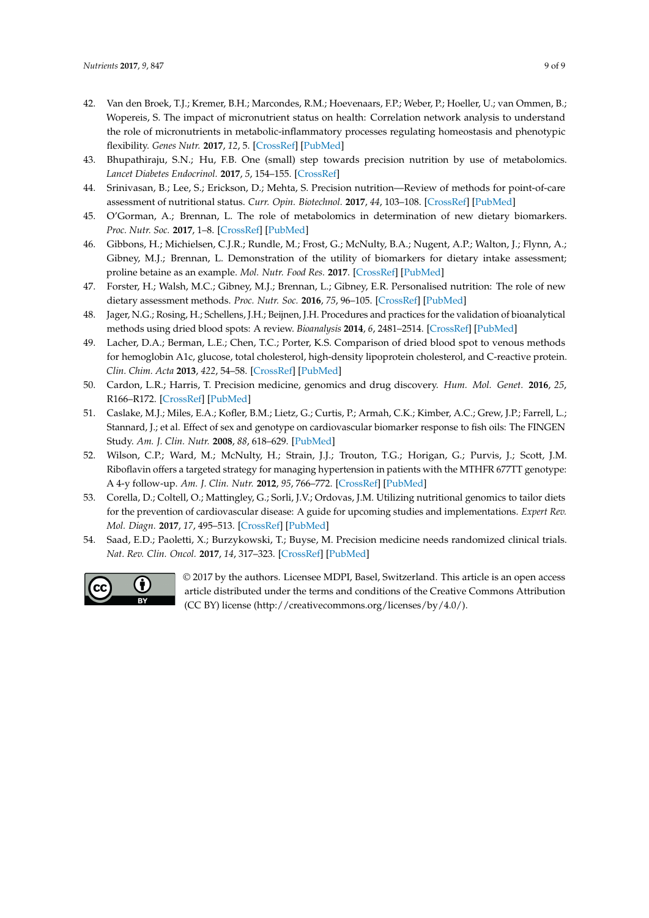42. Van den Broek, T.J.; Kremer, B.H.; Marcondes, R.M.; Hoevenaars, F.P.; Weber, P.; Hoeller, U.; van Ommen, B.; Wopereis, S. The impact of micronutrient status on health: Correlation network analysis to understand the role of micronutrients in metabolic-inflammatory processes regulating homeostasis and phenotypic flexibility. *Genes Nutr.* **2017**, *12*, 5. [CrossRef] [PubMed]
43. Bhupathiraju, S.N.; Hu, F.B. One (small) step towards precision nutrition by use of metabolomics. *Lancet Diabetes Endocrinol.* **2017**, *5*, 154–155. [CrossRef]
44. Srinivasan, B.; Lee, S.; Erickson, D.; Mehta, S. Precision nutrition—Review of methods for point-of-care assessment of nutritional status. *Curr. Opin. Biotechnol.* **2017**, *44*, 103–108. [CrossRef] [PubMed]
45. O'Gorman, A.; Brennan, L. The role of metabolomics in determination of new dietary biomarkers. *Proc. Nutr. Soc.* **2017**, 1–8. [CrossRef] [PubMed]
46. Gibbons, H.; Michielsen, C.J.R.; Rundle, M.; Frost, G.; McNulty, B.A.; Nugent, A.P.; Walton, J.; Flynn, A.; Gibney, M.J.; Brennan, L. Demonstration of the utility of biomarkers for dietary intake assessment; proline betaine as an example. *Mol. Nutr. Food Res.* **2017**. [CrossRef] [PubMed]
47. Forster, H.; Walsh, M.C.; Gibney, M.J.; Brennan, L.; Gibney, E.R. Personalised nutrition: The role of new dietary assessment methods. *Proc. Nutr. Soc.* **2016**, *75*, 96–105. [CrossRef] [PubMed]
48. Jager, N.G.; Rosing, H.; Schellens, J.H.; Beijnen, J.H. Procedures and practices for the validation of bioanalytical methods using dried blood spots: A review. *Bioanalysis* **2014**, *6*, 2481–2514. [CrossRef] [PubMed]
49. Lacher, D.A.; Berman, L.E.; Chen, T.C.; Porter, K.S. Comparison of dried blood spot to venous methods for hemoglobin A1c, glucose, total cholesterol, high-density lipoprotein cholesterol, and C-reactive protein. *Clin. Chim. Acta* **2013**, *422*, 54–58. [CrossRef] [PubMed]
50. Cardon, L.R.; Harris, T. Precision medicine, genomics and drug discovery. *Hum. Mol. Genet.* **2016**, *25*, R166–R172. [CrossRef] [PubMed]
51. Caslake, M.J.; Miles, E.A.; Kofler, B.M.; Lietz, G.; Curtis, P.; Armah, C.K.; Kimber, A.C.; Grew, J.P.; Farrell, L.; Stannard, J.; et al. Effect of sex and genotype on cardiovascular biomarker response to fish oils: The FINGEN Study. *Am. J. Clin. Nutr.* **2008**, *88*, 618–629. [PubMed]
52. Wilson, C.P.; Ward, M.; McNulty, H.; Strain, J.J.; Trouton, T.G.; Horigan, G.; Purvis, J.; Scott, J.M. Riboflavin offers a targeted strategy for managing hypertension in patients with the MTHFR 677TT genotype: A 4-y follow-up. *Am. J. Clin. Nutr.* **2012**, *95*, 766–772. [CrossRef] [PubMed]
53. Corella, D.; Coltell, O.; Mattingley, G.; Sorli, J.V.; Ordovas, J.M. Utilizing nutritional genomics to tailor diets for the prevention of cardiovascular disease: A guide for upcoming studies and implementations. *Expert Rev. Mol. Diagn.* **2017**, *17*, 495–513. [CrossRef] [PubMed]
54. Saad, E.D.; Paoletti, X.; Burzykowski, T.; Buyse, M. Precision medicine needs randomized clinical trials. *Nat. Rev. Clin. Oncol.* **2017**, *14*, 317–323. [CrossRef] [PubMed]

© 2017 by the authors. Licensee MDPI, Basel, Switzerland. This article is an open access article distributed under the terms and conditions of the Creative Commons Attribution (CC BY) license (http://creativecommons.org/licenses/by/4.0/).